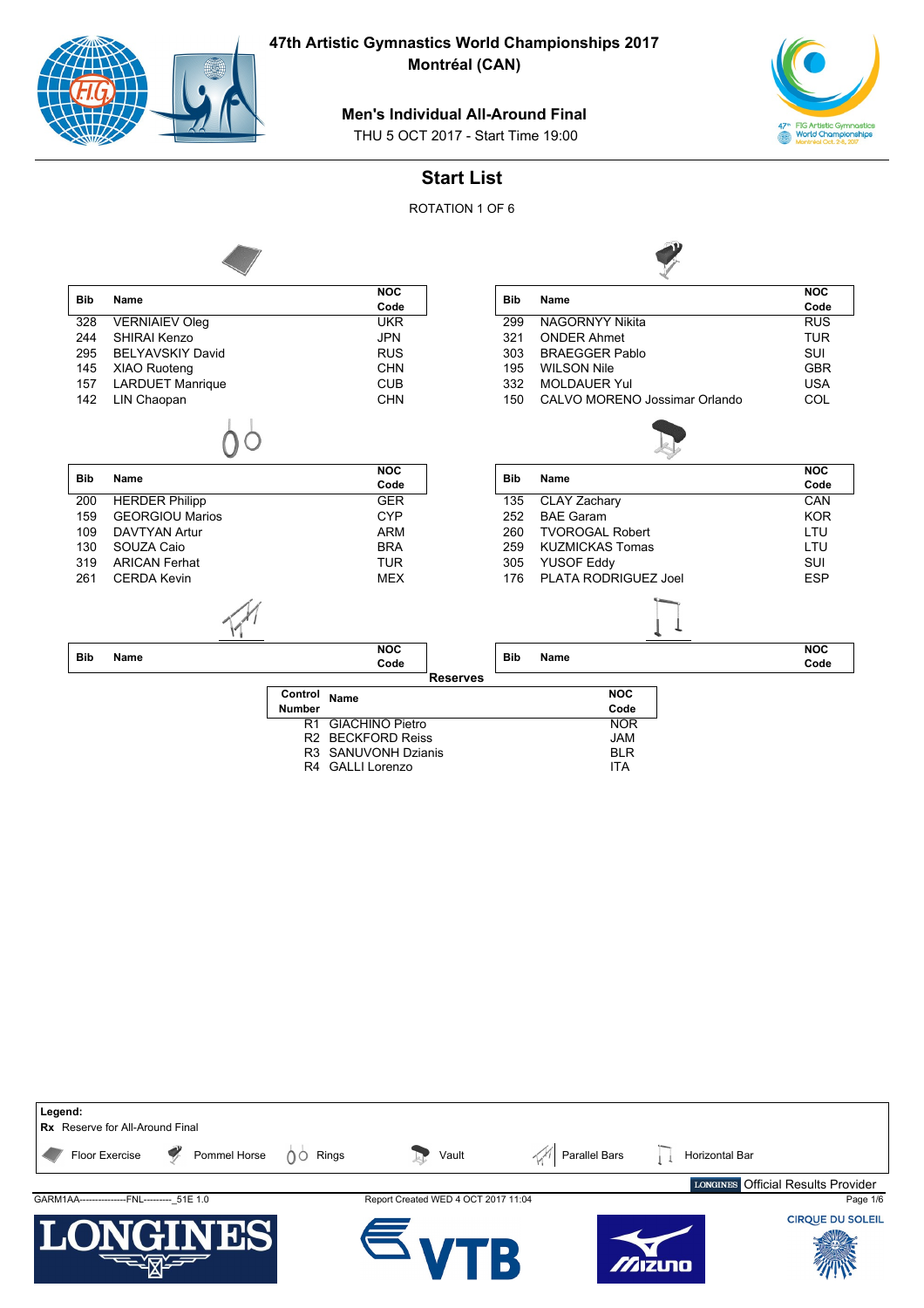# 47th Artistic Gymnastics World Championships 2017

## Montréal (CAN)

### Men's Individual All-Around Final

THU 5 OCT 2017 - Start Time 19:00

## Start List

ROTATION 1 OF 6

**Floor Exercise**

| Bib | Name | NOC Code |
|---|---|---|
| 328 | VERNIAIEV Oleg | UKR |
| 244 | SHIRAI Kenzo | JPN |
| 295 | BELYAVSKIY David | RUS |
| 145 | XIAO Ruoteng | CHN |
| 157 | LARDUET Manrique | CUB |
| 142 | LIN Chaopan | CHN |

**Pommel Horse**

| Bib | Name | NOC Code |
|---|---|---|
| 299 | NAGORNYY Nikita | RUS |
| 321 | ONDER Ahmet | TUR |
| 303 | BRAEGGER Pablo | SUI |
| 195 | WILSON Nile | GBR |
| 332 | MOLDAUER Yul | USA |
| 150 | CALVO MORENO Jossimar Orlando | COL |

**Rings**

| Bib | Name | NOC Code |
|---|---|---|
| 200 | HERDER Philipp | GER |
| 159 | GEORGIOU Marios | CYP |
| 109 | DAVTYAN Artur | ARM |
| 130 | SOUZA Caio | BRA |
| 319 | ARICAN Ferhat | TUR |
| 261 | CERDA Kevin | MEX |

**Vault**

| Bib | Name | NOC Code |
|---|---|---|
| 135 | CLAY Zachary | CAN |
| 252 | BAE Garam | KOR |
| 260 | TVOROGAL Robert | LTU |
| 259 | KUZMICKAS Tomas | LTU |
| 305 | YUSOF Eddy | SUI |
| 176 | PLATA RODRIGUEZ Joel | ESP |

**Parallel Bars**

| Bib | Name | NOC Code |
|---|---|---|

**Horizontal Bar**

| Bib | Name | NOC Code |
|---|---|---|

**Reserves**

| Control Number | Name | NOC Code |
|---|---|---|
| R1 | GIACHINO Pietro | NOR |
| R2 | BECKFORD Reiss | JAM |
| R3 | SANUVONH Dzianis | BLR |
| R4 | GALLI Lorenzo | ITA |

**Legend:**
**Rx** Reserve for All-Around Final
Floor Exercise, Pommel Horse, Rings, Vault, Parallel Bars, Horizontal Bar

LONGINES Official Results Provider

GARM1AA---------------FNL---------_51E 1.0 — Report Created WED 4 OCT 2017 11:04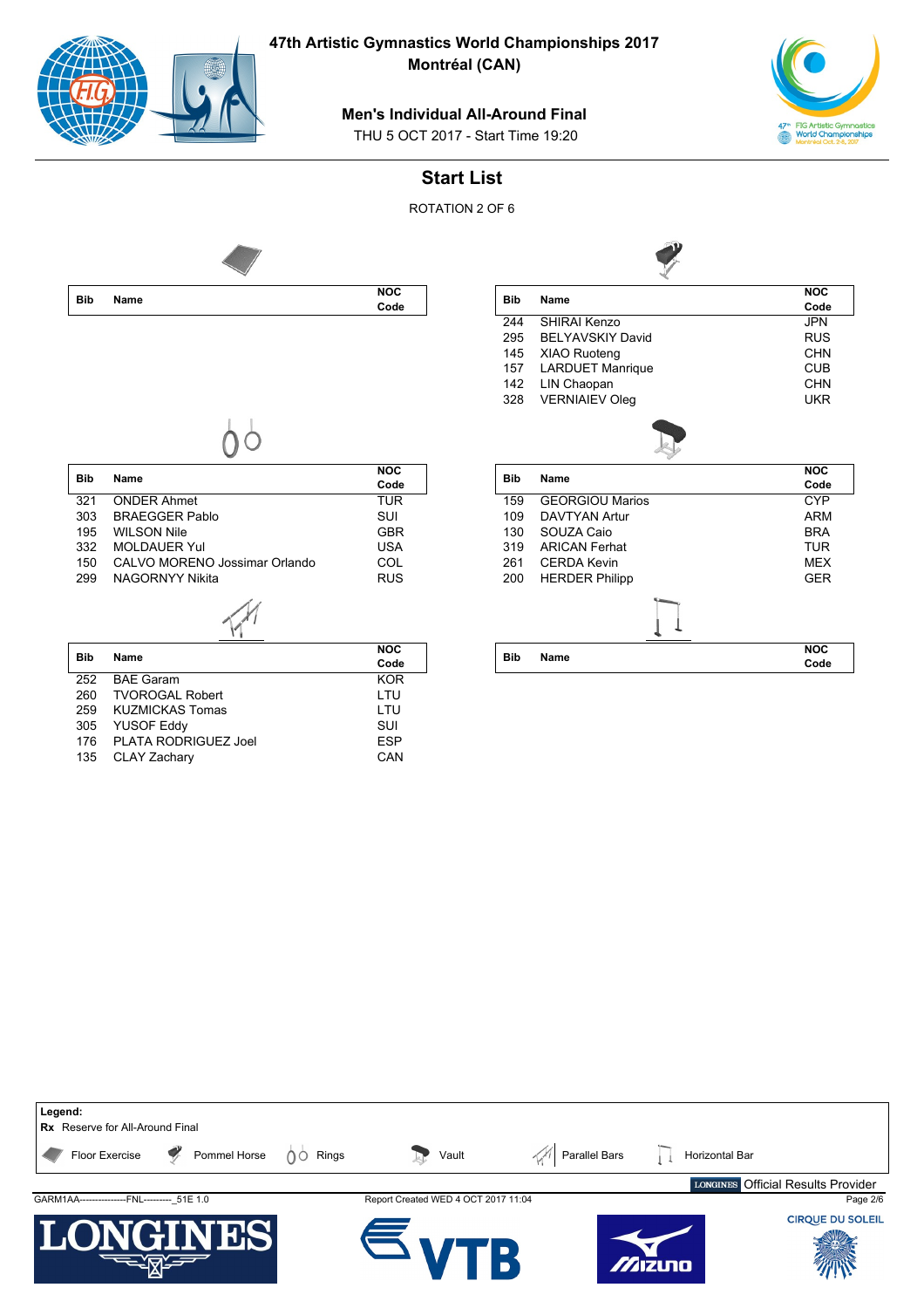# 47th Artistic Gymnastics World Championships 2017
## Montréal (CAN)

### Men's Individual All-Around Final

THU 5 OCT 2017 - Start Time 19:20

## Start List

ROTATION 2 OF 6

**Floor Exercise**

| Bib | Name | NOC Code |
|---|---|---|

**Pommel Horse**

| Bib | Name | NOC Code |
|---|---|---|
| 244 | SHIRAI Kenzo | JPN |
| 295 | BELYAVSKIY David | RUS |
| 145 | XIAO Ruoteng | CHN |
| 157 | LARDUET Manrique | CUB |
| 142 | LIN Chaopan | CHN |
| 328 | VERNIAIEV Oleg | UKR |

**Rings**

| Bib | Name | NOC Code |
|---|---|---|
| 321 | ONDER Ahmet | TUR |
| 303 | BRAEGGER Pablo | SUI |
| 195 | WILSON Nile | GBR |
| 332 | MOLDAUER Yul | USA |
| 150 | CALVO MORENO Jossimar Orlando | COL |
| 299 | NAGORNYY Nikita | RUS |

**Vault**

| Bib | Name | NOC Code |
|---|---|---|
| 159 | GEORGIOU Marios | CYP |
| 109 | DAVTYAN Artur | ARM |
| 130 | SOUZA Caio | BRA |
| 319 | ARICAN Ferhat | TUR |
| 261 | CERDA Kevin | MEX |
| 200 | HERDER Philipp | GER |

**Parallel Bars**

| Bib | Name | NOC Code |
|---|---|---|
| 252 | BAE Garam | KOR |
| 260 | TVOROGAL Robert | LTU |
| 259 | KUZMICKAS Tomas | LTU |
| 305 | YUSOF Eddy | SUI |
| 176 | PLATA RODRIGUEZ Joel | ESP |
| 135 | CLAY Zachary | CAN |

**Horizontal Bar**

| Bib | Name | NOC Code |
|---|---|---|

**Legend:**
**Rx** Reserve for All-Around Final

Floor Exercise | Pommel Horse | Rings | Vault | Parallel Bars | Horizontal Bar

LONGINES Official Results Provider

GARM1AA---------------FNL----------_51E 1.0 | Report Created WED 4 OCT 2017 11:04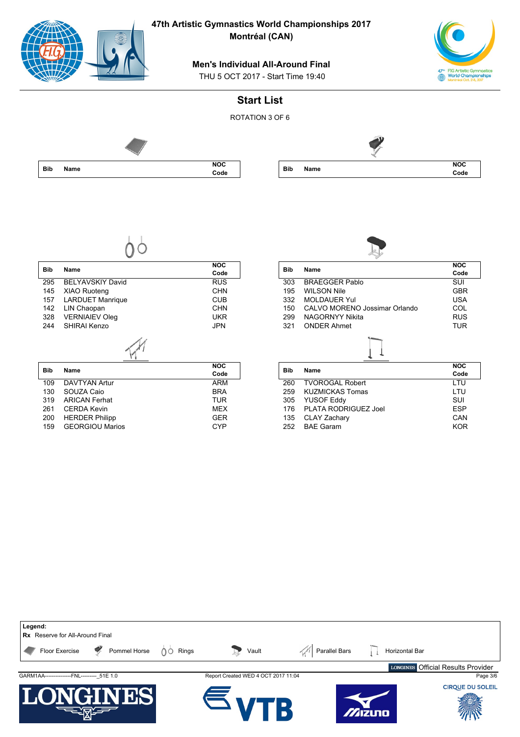# 47th Artistic Gymnastics World Championships 2017

**Montréal (CAN)**

## Men's Individual All-Around Final

THU 5 OCT 2017 - Start Time 19:40

## Start List

ROTATION 3 OF 6

### Floor Exercise

| Bib | Name | NOC Code |
|---|---|---|

### Pommel Horse

| Bib | Name | NOC Code |
|---|---|---|

### Rings

| Bib | Name | NOC Code |
|---|---|---|
| 295 | BELYAVSKIY David | RUS |
| 145 | XIAO Ruoteng | CHN |
| 157 | LARDUET Manrique | CUB |
| 142 | LIN Chaopan | CHN |
| 328 | VERNIAIEV Oleg | UKR |
| 244 | SHIRAI Kenzo | JPN |

### Vault

| Bib | Name | NOC Code |
|---|---|---|
| 303 | BRAEGGER Pablo | SUI |
| 195 | WILSON Nile | GBR |
| 332 | MOLDAUER Yul | USA |
| 150 | CALVO MORENO Jossimar Orlando | COL |
| 299 | NAGORNYY Nikita | RUS |
| 321 | ONDER Ahmet | TUR |

### Parallel Bars

| Bib | Name | NOC Code |
|---|---|---|
| 109 | DAVTYAN Artur | ARM |
| 130 | SOUZA Caio | BRA |
| 319 | ARICAN Ferhat | TUR |
| 261 | CERDA Kevin | MEX |
| 200 | HERDER Philipp | GER |
| 159 | GEORGIOU Marios | CYP |

### Horizontal Bar

| Bib | Name | NOC Code |
|---|---|---|
| 260 | TVOROGAL Robert | LTU |
| 259 | KUZMICKAS Tomas | LTU |
| 305 | YUSOF Eddy | SUI |
| 176 | PLATA RODRIGUEZ Joel | ESP |
| 135 | CLAY Zachary | CAN |
| 252 | BAE Garam | KOR |

**Legend:**
**Rx** Reserve for All-Around Final

Floor Exercise | Pommel Horse | Rings | Vault | Parallel Bars | Horizontal Bar

LONGINES Official Results Provider

GARM1AA----------------FNL---------_51E 1.0 | Report Created WED 4 OCT 2017 11:04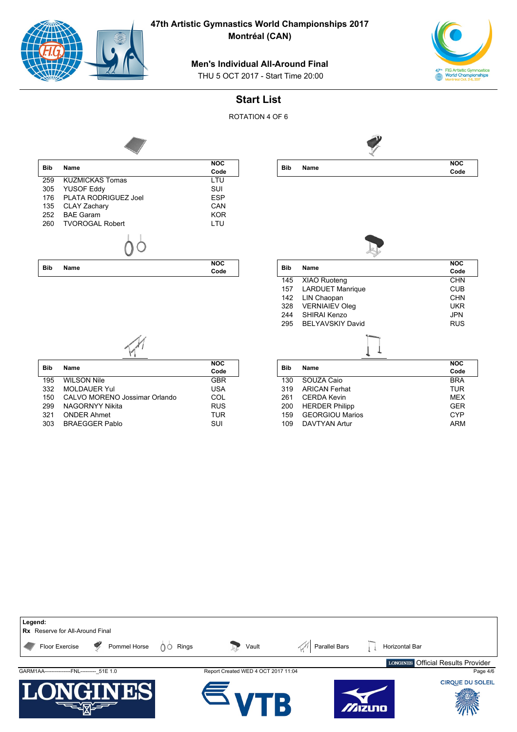# 47th Artistic Gymnastics World Championships 2017
## Montréal (CAN)

### Men's Individual All-Around Final
THU 5 OCT 2017 - Start Time 20:00

## Start List

ROTATION 4 OF 6

### Floor Exercise

| Bib | Name | NOC Code |
|---|---|---|
| 259 | KUZMICKAS Tomas | LTU |
| 305 | YUSOF Eddy | SUI |
| 176 | PLATA RODRIGUEZ Joel | ESP |
| 135 | CLAY Zachary | CAN |
| 252 | BAE Garam | KOR |
| 260 | TVOROGAL Robert | LTU |

### Pommel Horse

| Bib | Name | NOC Code |
|---|---|---|

### Rings

| Bib | Name | NOC Code |
|---|---|---|

### Vault

| Bib | Name | NOC Code |
|---|---|---|
| 145 | XIAO Ruoteng | CHN |
| 157 | LARDUET Manrique | CUB |
| 142 | LIN Chaopan | CHN |
| 328 | VERNIAIEV Oleg | UKR |
| 244 | SHIRAI Kenzo | JPN |
| 295 | BELYAVSKIY David | RUS |

### Parallel Bars

| Bib | Name | NOC Code |
|---|---|---|
| 195 | WILSON Nile | GBR |
| 332 | MOLDAUER Yul | USA |
| 150 | CALVO MORENO Jossimar Orlando | COL |
| 299 | NAGORNYY Nikita | RUS |
| 321 | ONDER Ahmet | TUR |
| 303 | BRAEGGER Pablo | SUI |

### Horizontal Bar

| Bib | Name | NOC Code |
|---|---|---|
| 130 | SOUZA Caio | BRA |
| 319 | ARICAN Ferhat | TUR |
| 261 | CERDA Kevin | MEX |
| 200 | HERDER Philipp | GER |
| 159 | GEORGIOU Marios | CYP |
| 109 | DAVTYAN Artur | ARM |

**Legend:**
**Rx** Reserve for All-Around Final

Floor Exercise | Pommel Horse | Rings | Vault | Parallel Bars | Horizontal Bar

LONGINES Official Results Provider

GARM1AA---------------FNL---------_51E 1.0 | Report Created WED 4 OCT 2017 11:04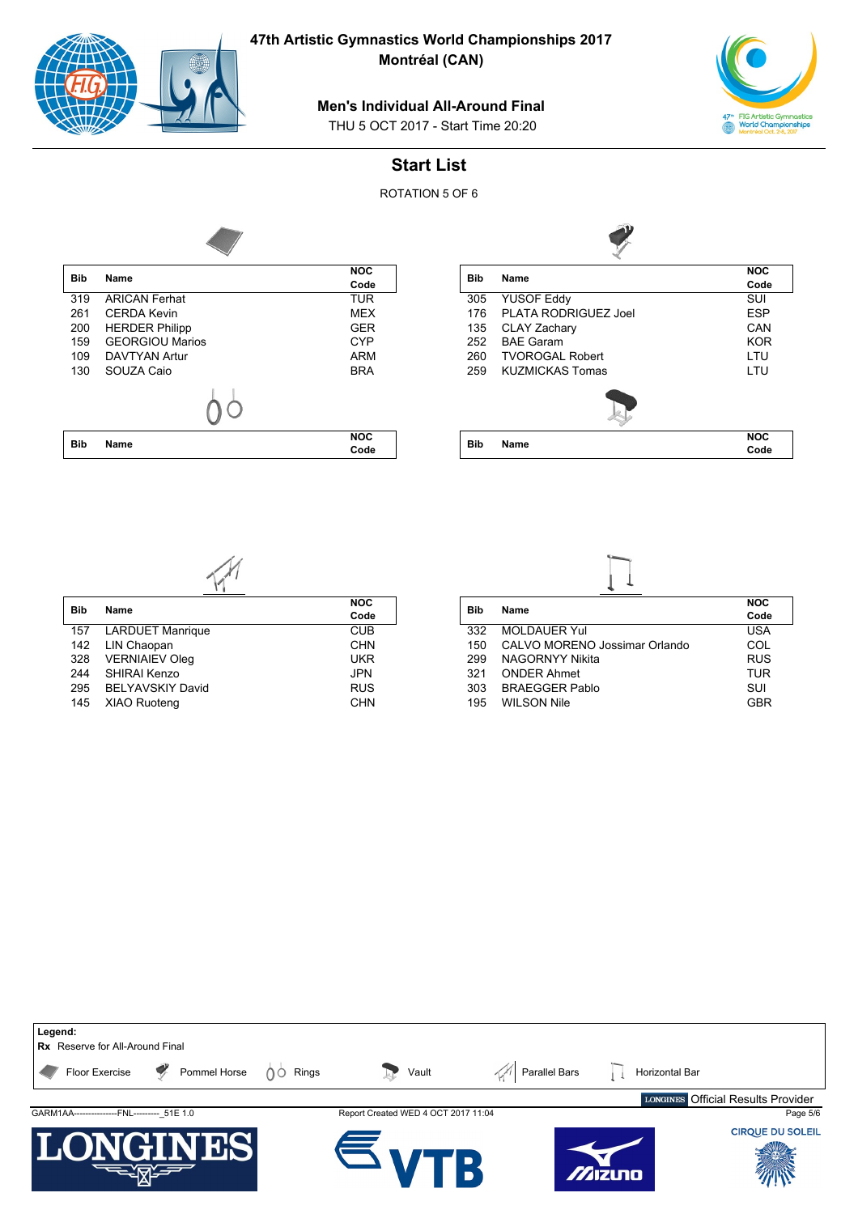# 47th Artistic Gymnastics World Championships 2017

**Montréal (CAN)**

## Men's Individual All-Around Final

THU 5 OCT 2017 - Start Time 20:20

## Start List

ROTATION 5 OF 6

### Floor Exercise

| Bib | Name | NOC Code |
|---|---|---|
| 319 | ARICAN Ferhat | TUR |
| 261 | CERDA Kevin | MEX |
| 200 | HERDER Philipp | GER |
| 159 | GEORGIOU Marios | CYP |
| 109 | DAVTYAN Artur | ARM |
| 130 | SOUZA Caio | BRA |

### Pommel Horse

| Bib | Name | NOC Code |
|---|---|---|
| 305 | YUSOF Eddy | SUI |
| 176 | PLATA RODRIGUEZ Joel | ESP |
| 135 | CLAY Zachary | CAN |
| 252 | BAE Garam | KOR |
| 260 | TVOROGAL Robert | LTU |
| 259 | KUZMICKAS Tomas | LTU |

### Rings

| Bib | Name | NOC Code |
|---|---|---|

### Vault

| Bib | Name | NOC Code |
|---|---|---|

### Parallel Bars

| Bib | Name | NOC Code |
|---|---|---|
| 157 | LARDUET Manrique | CUB |
| 142 | LIN Chaopan | CHN |
| 328 | VERNIAIEV Oleg | UKR |
| 244 | SHIRAI Kenzo | JPN |
| 295 | BELYAVSKIY David | RUS |
| 145 | XIAO Ruoteng | CHN |

### Horizontal Bar

| Bib | Name | NOC Code |
|---|---|---|
| 332 | MOLDAUER Yul | USA |
| 150 | CALVO MORENO Jossimar Orlando | COL |
| 299 | NAGORNYY Nikita | RUS |
| 321 | ONDER Ahmet | TUR |
| 303 | BRAEGGER Pablo | SUI |
| 195 | WILSON Nile | GBR |

**Legend:**
**Rx** Reserve for All-Around Final

Floor Exercise · Pommel Horse · Rings · Vault · Parallel Bars · Horizontal Bar

LONGINES Official Results Provider

GARM1AA---------------FNL---------_51E 1.0 — Report Created WED 4 OCT 2017 11:04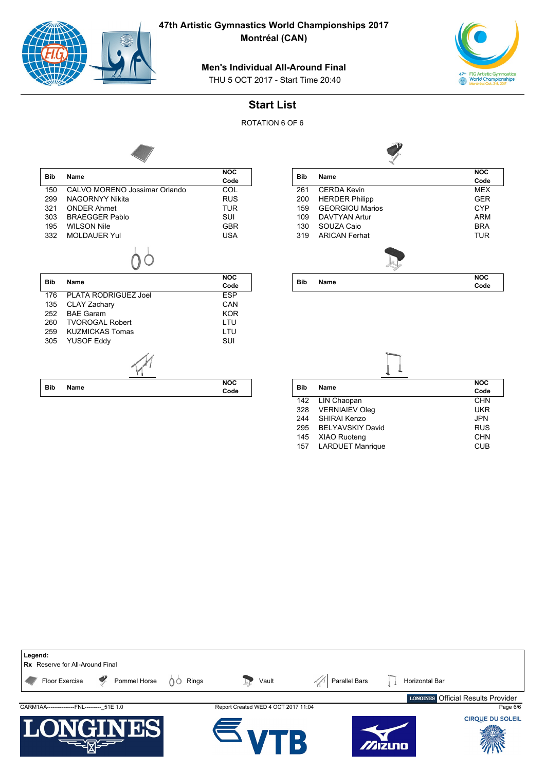# 47th Artistic Gymnastics World Championships 2017

## Montréal (CAN)

## Men's Individual All-Around Final

THU 5 OCT 2017 - Start Time 20:40

## Start List

ROTATION 6 OF 6

### Floor Exercise

| Bib | Name | NOC Code |
|---|---|---|
| 150 | CALVO MORENO Jossimar Orlando | COL |
| 299 | NAGORNYY Nikita | RUS |
| 321 | ONDER Ahmet | TUR |
| 303 | BRAEGGER Pablo | SUI |
| 195 | WILSON Nile | GBR |
| 332 | MOLDAUER Yul | USA |

### Pommel Horse

| Bib | Name | NOC Code |
|---|---|---|
| 261 | CERDA Kevin | MEX |
| 200 | HERDER Philipp | GER |
| 159 | GEORGIOU Marios | CYP |
| 109 | DAVTYAN Artur | ARM |
| 130 | SOUZA Caio | BRA |
| 319 | ARICAN Ferhat | TUR |

### Rings

| Bib | Name | NOC Code |
|---|---|---|
| 176 | PLATA RODRIGUEZ Joel | ESP |
| 135 | CLAY Zachary | CAN |
| 252 | BAE Garam | KOR |
| 260 | TVOROGAL Robert | LTU |
| 259 | KUZMICKAS Tomas | LTU |
| 305 | YUSOF Eddy | SUI |

### Vault

| Bib | Name | NOC Code |
|---|---|---|

### Parallel Bars

| Bib | Name | NOC Code |
|---|---|---|

### Horizontal Bar

| Bib | Name | NOC Code |
|---|---|---|
| 142 | LIN Chaopan | CHN |
| 328 | VERNIAIEV Oleg | UKR |
| 244 | SHIRAI Kenzo | JPN |
| 295 | BELYAVSKIY David | RUS |
| 145 | XIAO Ruoteng | CHN |
| 157 | LARDUET Manrique | CUB |

**Legend:**
**Rx** Reserve for All-Around Final

Floor Exercise | Pommel Horse | Rings | Vault | Parallel Bars | Horizontal Bar

LONGINES Official Results Provider

GARM1AA---------------FNL---------_51E 1.0

Report Created WED 4 OCT 2017 11:04